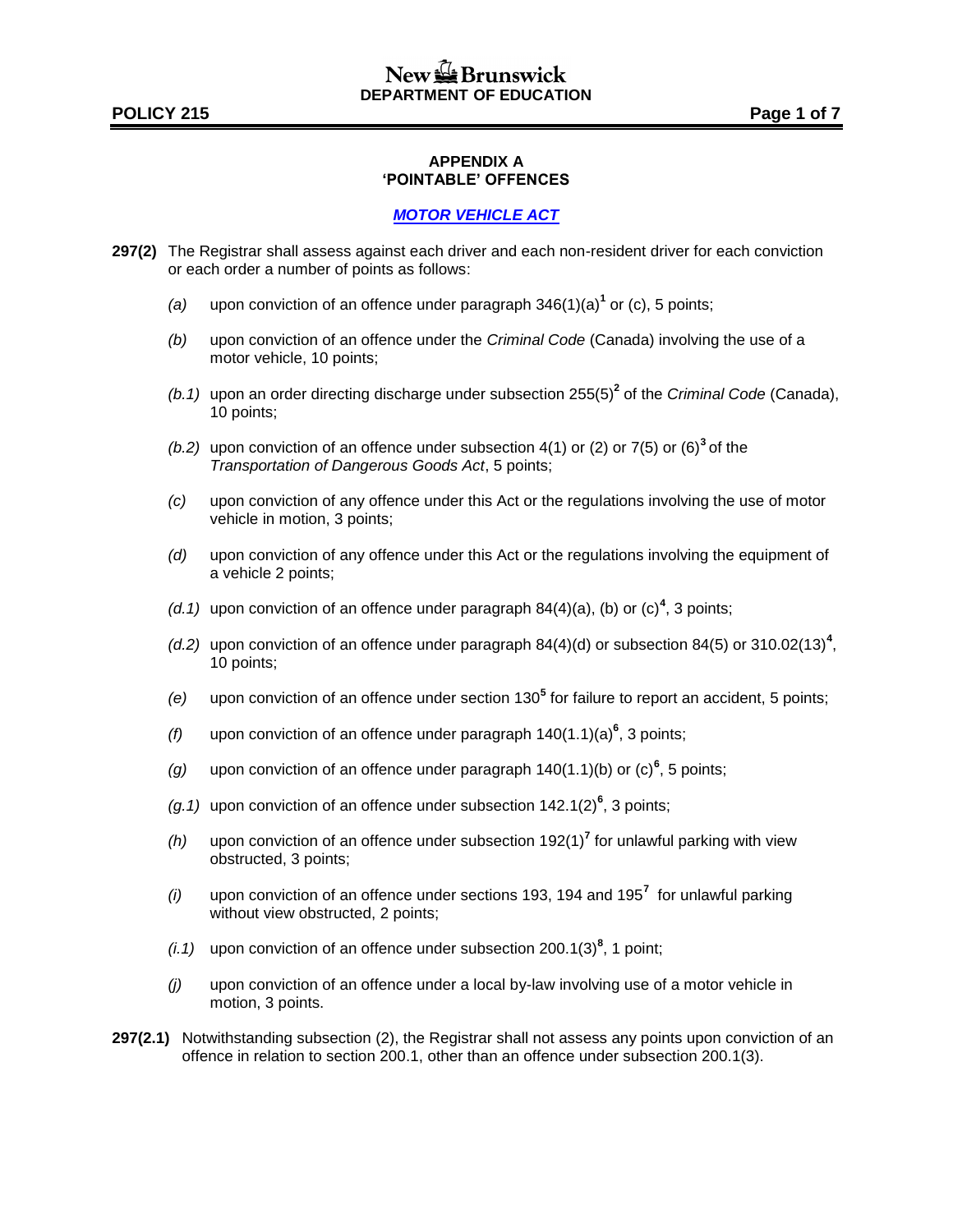## APPENDIX A
## 'POINTABLE' OFFENCES

### *MOTOR VEHICLE ACT*

**297(2)** The Registrar shall assess against each driver and each non-resident driver for each conviction or each order a number of points as follows:

*(a)* upon conviction of an offence under paragraph 346(1)(a)[1] or (c), 5 points;

*(b)* upon conviction of an offence under the *Criminal Code* (Canada) involving the use of a motor vehicle, 10 points;

*(b.1)* upon an order directing discharge under subsection 255(5)[2] of the *Criminal Code* (Canada), 10 points;

*(b.2)* upon conviction of an offence under subsection 4(1) or (2) or 7(5) or (6)[3] of the *Transportation of Dangerous Goods Act*, 5 points;

*(c)* upon conviction of any offence under this Act or the regulations involving the use of motor vehicle in motion, 3 points;

*(d)* upon conviction of any offence under this Act or the regulations involving the equipment of a vehicle 2 points;

*(d.1)* upon conviction of an offence under paragraph 84(4)(a), (b) or (c)[4], 3 points;

*(d.2)* upon conviction of an offence under paragraph 84(4)(d) or subsection 84(5) or 310.02(13)[4], 10 points;

*(e)* upon conviction of an offence under section 130[5] for failure to report an accident, 5 points;

*(f)* upon conviction of an offence under paragraph 140(1.1)(a)[6], 3 points;

*(g)* upon conviction of an offence under paragraph 140(1.1)(b) or (c)[6], 5 points;

*(g.1)* upon conviction of an offence under subsection 142.1(2)[6], 3 points;

*(h)* upon conviction of an offence under subsection 192(1)[7] for unlawful parking with view obstructed, 3 points;

*(i)* upon conviction of an offence under sections 193, 194 and 195[7] for unlawful parking without view obstructed, 2 points;

*(i.1)* upon conviction of an offence under subsection 200.1(3)[8], 1 point;

*(j)* upon conviction of an offence under a local by-law involving use of a motor vehicle in motion, 3 points.

**297(2.1)** Notwithstanding subsection (2), the Registrar shall not assess any points upon conviction of an offence in relation to section 200.1, other than an offence under subsection 200.1(3).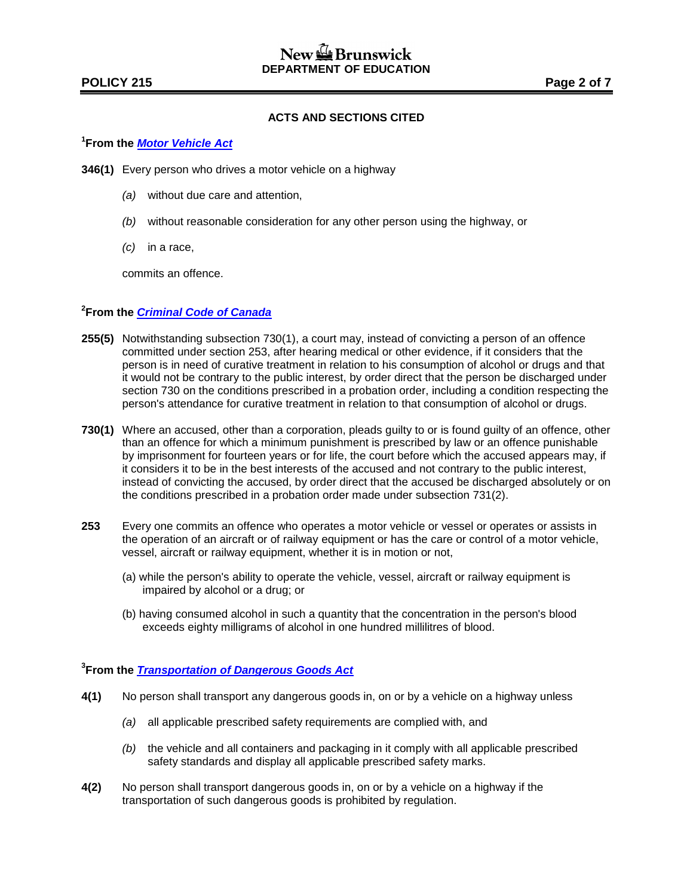## ACTS AND SECTIONS CITED

**[1]From the *Motor Vehicle Act***

**346(1)** Every person who drives a motor vehicle on a highway

- *(a)* without due care and attention,
- *(b)* without reasonable consideration for any other person using the highway, or
- *(c)* in a race,

commits an offence.

**[2]From the *Criminal Code of Canada***

**255(5)** Notwithstanding subsection 730(1), a court may, instead of convicting a person of an offence committed under section 253, after hearing medical or other evidence, if it considers that the person is in need of curative treatment in relation to his consumption of alcohol or drugs and that it would not be contrary to the public interest, by order direct that the person be discharged under section 730 on the conditions prescribed in a probation order, including a condition respecting the person's attendance for curative treatment in relation to that consumption of alcohol or drugs.

**730(1)** Where an accused, other than a corporation, pleads guilty to or is found guilty of an offence, other than an offence for which a minimum punishment is prescribed by law or an offence punishable by imprisonment for fourteen years or for life, the court before which the accused appears may, if it considers it to be in the best interests of the accused and not contrary to the public interest, instead of convicting the accused, by order direct that the accused be discharged absolutely or on the conditions prescribed in a probation order made under subsection 731(2).

**253** Every one commits an offence who operates a motor vehicle or vessel or operates or assists in the operation of an aircraft or of railway equipment or has the care or control of a motor vehicle, vessel, aircraft or railway equipment, whether it is in motion or not,

- (a) while the person's ability to operate the vehicle, vessel, aircraft or railway equipment is impaired by alcohol or a drug; or
- (b) having consumed alcohol in such a quantity that the concentration in the person's blood exceeds eighty milligrams of alcohol in one hundred millilitres of blood.

**[3]From the *Transportation of Dangerous Goods Act***

**4(1)** No person shall transport any dangerous goods in, on or by a vehicle on a highway unless

- *(a)* all applicable prescribed safety requirements are complied with, and
- *(b)* the vehicle and all containers and packaging in it comply with all applicable prescribed safety standards and display all applicable prescribed safety marks.

**4(2)** No person shall transport dangerous goods in, on or by a vehicle on a highway if the transportation of such dangerous goods is prohibited by regulation.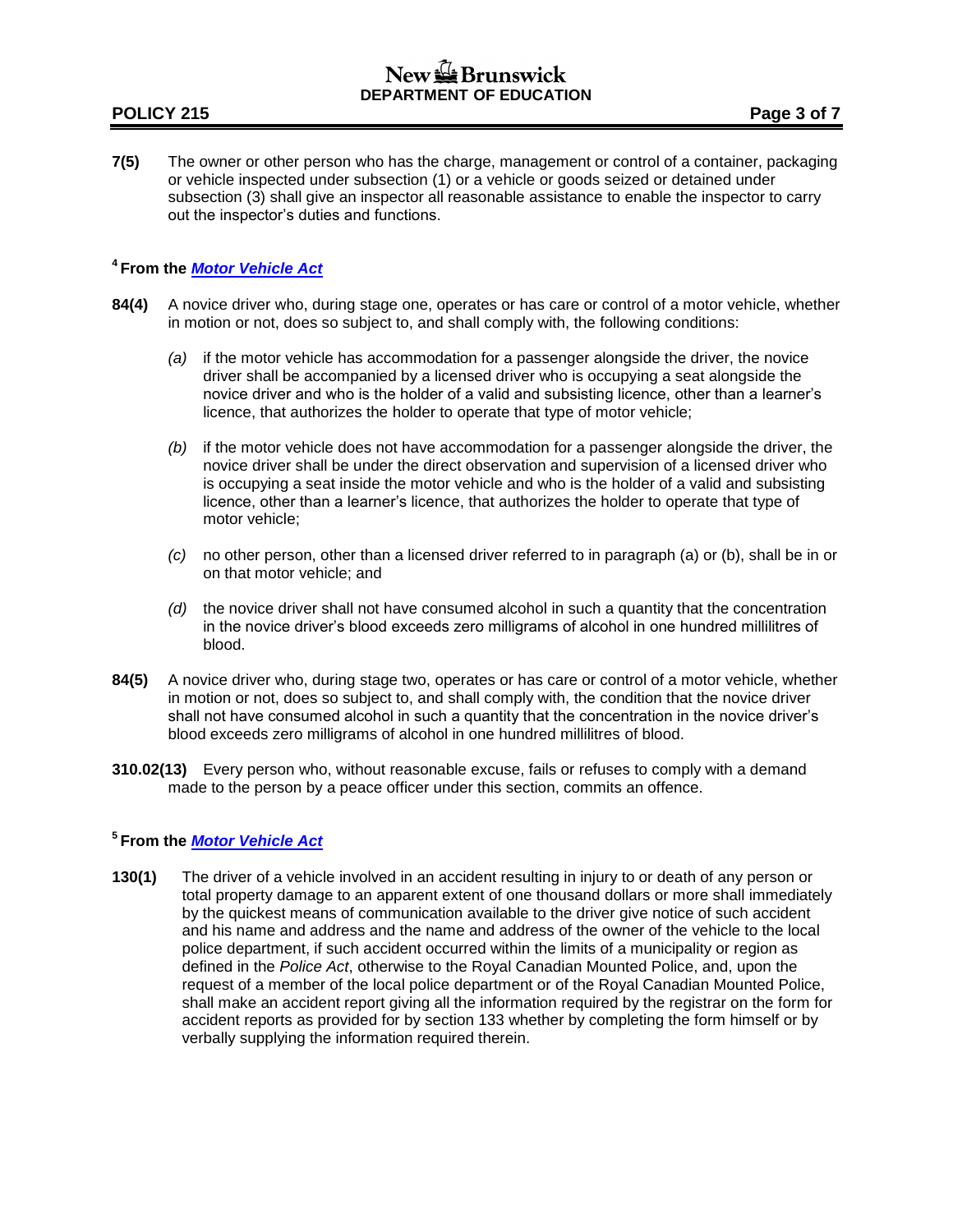**7(5)** The owner or other person who has the charge, management or control of a container, packaging or vehicle inspected under subsection (1) or a vehicle or goods seized or detained under subsection (3) shall give an inspector all reasonable assistance to enable the inspector to carry out the inspector's duties and functions.

**[4] From the *Motor Vehicle Act***

**84(4)** A novice driver who, during stage one, operates or has care or control of a motor vehicle, whether in motion or not, does so subject to, and shall comply with, the following conditions:

*(a)* if the motor vehicle has accommodation for a passenger alongside the driver, the novice driver shall be accompanied by a licensed driver who is occupying a seat alongside the novice driver and who is the holder of a valid and subsisting licence, other than a learner's licence, that authorizes the holder to operate that type of motor vehicle;

*(b)* if the motor vehicle does not have accommodation for a passenger alongside the driver, the novice driver shall be under the direct observation and supervision of a licensed driver who is occupying a seat inside the motor vehicle and who is the holder of a valid and subsisting licence, other than a learner's licence, that authorizes the holder to operate that type of motor vehicle;

*(c)* no other person, other than a licensed driver referred to in paragraph (a) or (b), shall be in or on that motor vehicle; and

*(d)* the novice driver shall not have consumed alcohol in such a quantity that the concentration in the novice driver's blood exceeds zero milligrams of alcohol in one hundred millilitres of blood.

**84(5)** A novice driver who, during stage two, operates or has care or control of a motor vehicle, whether in motion or not, does so subject to, and shall comply with, the condition that the novice driver shall not have consumed alcohol in such a quantity that the concentration in the novice driver's blood exceeds zero milligrams of alcohol in one hundred millilitres of blood.

**310.02(13)** Every person who, without reasonable excuse, fails or refuses to comply with a demand made to the person by a peace officer under this section, commits an offence.

**[5] From the *Motor Vehicle Act***

**130(1)** The driver of a vehicle involved in an accident resulting in injury to or death of any person or total property damage to an apparent extent of one thousand dollars or more shall immediately by the quickest means of communication available to the driver give notice of such accident and his name and address and the name and address of the owner of the vehicle to the local police department, if such accident occurred within the limits of a municipality or region as defined in the *Police Act*, otherwise to the Royal Canadian Mounted Police, and, upon the request of a member of the local police department or of the Royal Canadian Mounted Police, shall make an accident report giving all the information required by the registrar on the form for accident reports as provided for by section 133 whether by completing the form himself or by verbally supplying the information required therein.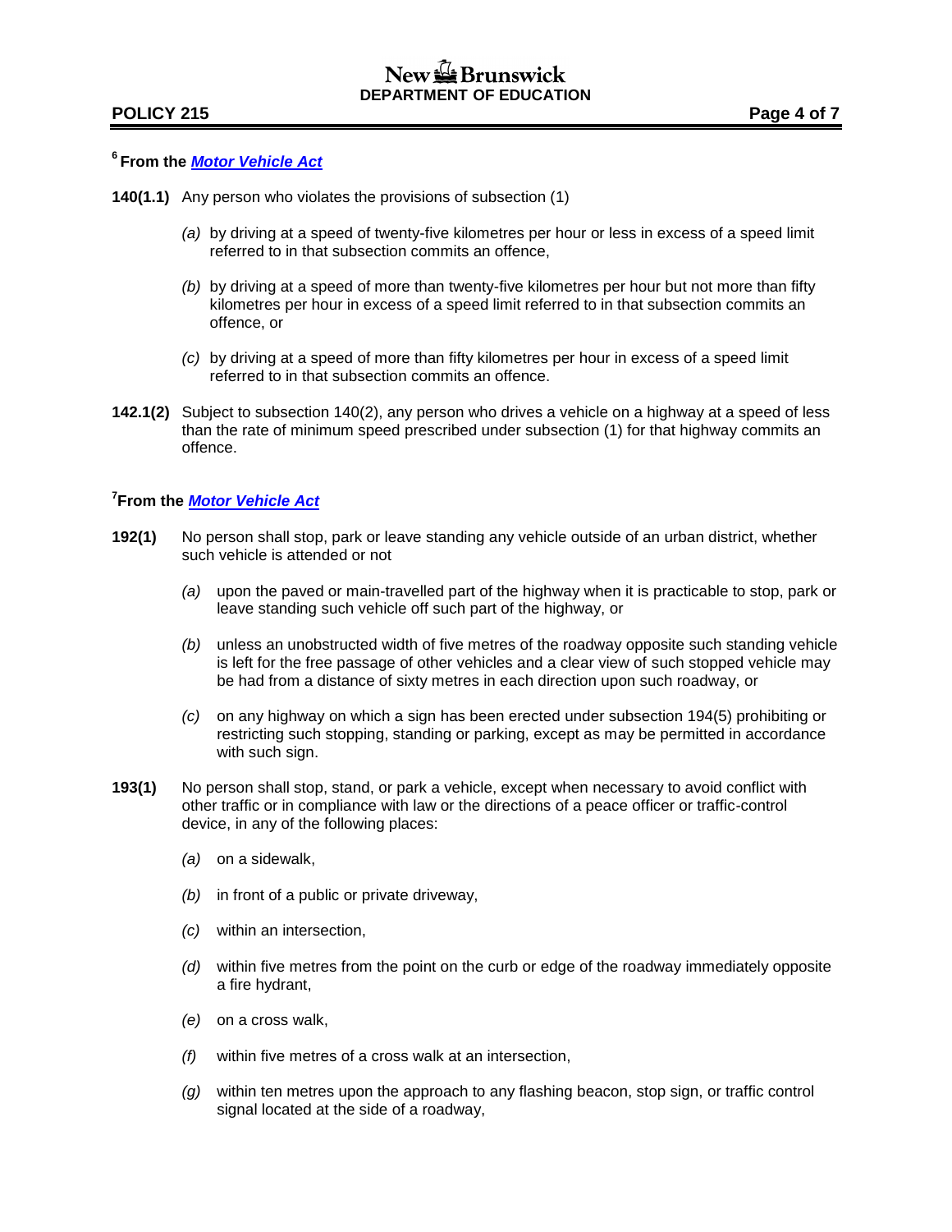[6] **From the *Motor Vehicle Act***

**140(1.1)** Any person who violates the provisions of subsection (1)

*(a)* by driving at a speed of twenty-five kilometres per hour or less in excess of a speed limit referred to in that subsection commits an offence,

*(b)* by driving at a speed of more than twenty-five kilometres per hour but not more than fifty kilometres per hour in excess of a speed limit referred to in that subsection commits an offence, or

*(c)* by driving at a speed of more than fifty kilometres per hour in excess of a speed limit referred to in that subsection commits an offence.

**142.1(2)** Subject to subsection 140(2), any person who drives a vehicle on a highway at a speed of less than the rate of minimum speed prescribed under subsection (1) for that highway commits an offence.

[7] **From the *Motor Vehicle Act***

**192(1)** No person shall stop, park or leave standing any vehicle outside of an urban district, whether such vehicle is attended or not

*(a)* upon the paved or main-travelled part of the highway when it is practicable to stop, park or leave standing such vehicle off such part of the highway, or

*(b)* unless an unobstructed width of five metres of the roadway opposite such standing vehicle is left for the free passage of other vehicles and a clear view of such stopped vehicle may be had from a distance of sixty metres in each direction upon such roadway, or

*(c)* on any highway on which a sign has been erected under subsection 194(5) prohibiting or restricting such stopping, standing or parking, except as may be permitted in accordance with such sign.

**193(1)** No person shall stop, stand, or park a vehicle, except when necessary to avoid conflict with other traffic or in compliance with law or the directions of a peace officer or traffic-control device, in any of the following places:

*(a)* on a sidewalk,

*(b)* in front of a public or private driveway,

*(c)* within an intersection,

*(d)* within five metres from the point on the curb or edge of the roadway immediately opposite a fire hydrant,

*(e)* on a cross walk,

*(f)* within five metres of a cross walk at an intersection,

*(g)* within ten metres upon the approach to any flashing beacon, stop sign, or traffic control signal located at the side of a roadway,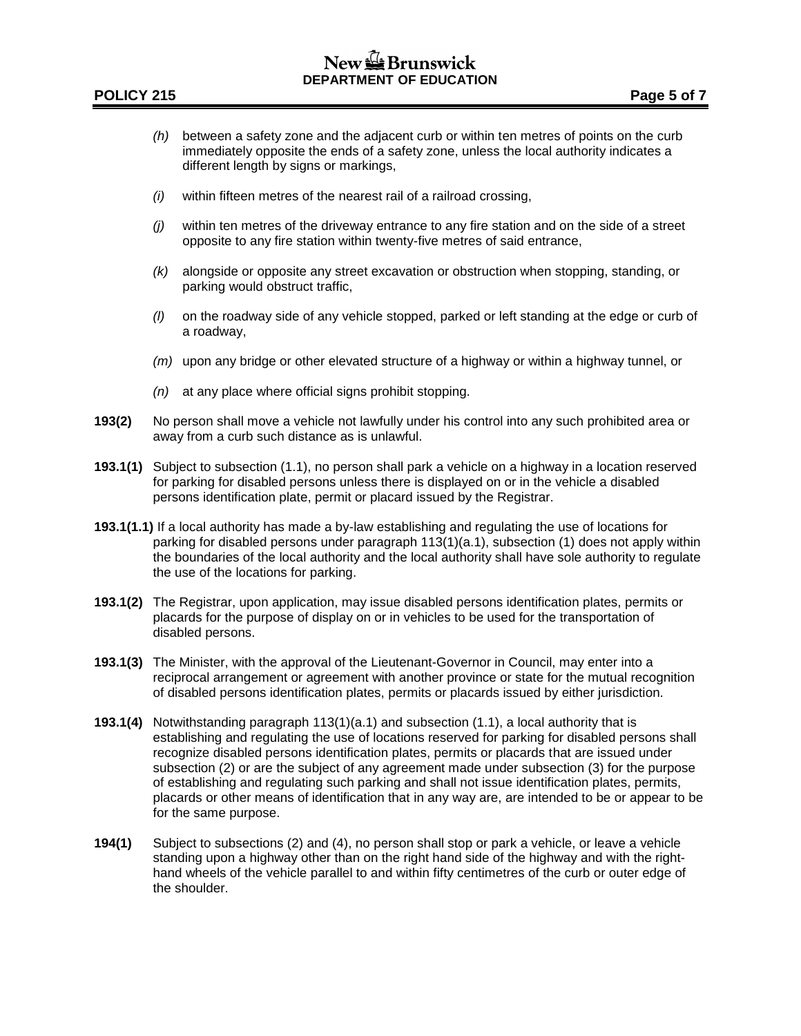*(h)* between a safety zone and the adjacent curb or within ten metres of points on the curb immediately opposite the ends of a safety zone, unless the local authority indicates a different length by signs or markings,

*(i)* within fifteen metres of the nearest rail of a railroad crossing,

*(j)* within ten metres of the driveway entrance to any fire station and on the side of a street opposite to any fire station within twenty-five metres of said entrance,

*(k)* alongside or opposite any street excavation or obstruction when stopping, standing, or parking would obstruct traffic,

*(l)* on the roadway side of any vehicle stopped, parked or left standing at the edge or curb of a roadway,

*(m)* upon any bridge or other elevated structure of a highway or within a highway tunnel, or

*(n)* at any place where official signs prohibit stopping.

**193(2)** No person shall move a vehicle not lawfully under his control into any such prohibited area or away from a curb such distance as is unlawful.

**193.1(1)** Subject to subsection (1.1), no person shall park a vehicle on a highway in a location reserved for parking for disabled persons unless there is displayed on or in the vehicle a disabled persons identification plate, permit or placard issued by the Registrar.

**193.1(1.1)** If a local authority has made a by-law establishing and regulating the use of locations for parking for disabled persons under paragraph 113(1)(a.1), subsection (1) does not apply within the boundaries of the local authority and the local authority shall have sole authority to regulate the use of the locations for parking.

**193.1(2)** The Registrar, upon application, may issue disabled persons identification plates, permits or placards for the purpose of display on or in vehicles to be used for the transportation of disabled persons.

**193.1(3)** The Minister, with the approval of the Lieutenant-Governor in Council, may enter into a reciprocal arrangement or agreement with another province or state for the mutual recognition of disabled persons identification plates, permits or placards issued by either jurisdiction.

**193.1(4)** Notwithstanding paragraph 113(1)(a.1) and subsection (1.1), a local authority that is establishing and regulating the use of locations reserved for parking for disabled persons shall recognize disabled persons identification plates, permits or placards that are issued under subsection (2) or are the subject of any agreement made under subsection (3) for the purpose of establishing and regulating such parking and shall not issue identification plates, permits, placards or other means of identification that in any way are, are intended to be or appear to be for the same purpose.

**194(1)** Subject to subsections (2) and (4), no person shall stop or park a vehicle, or leave a vehicle standing upon a highway other than on the right hand side of the highway and with the right-hand wheels of the vehicle parallel to and within fifty centimetres of the curb or outer edge of the shoulder.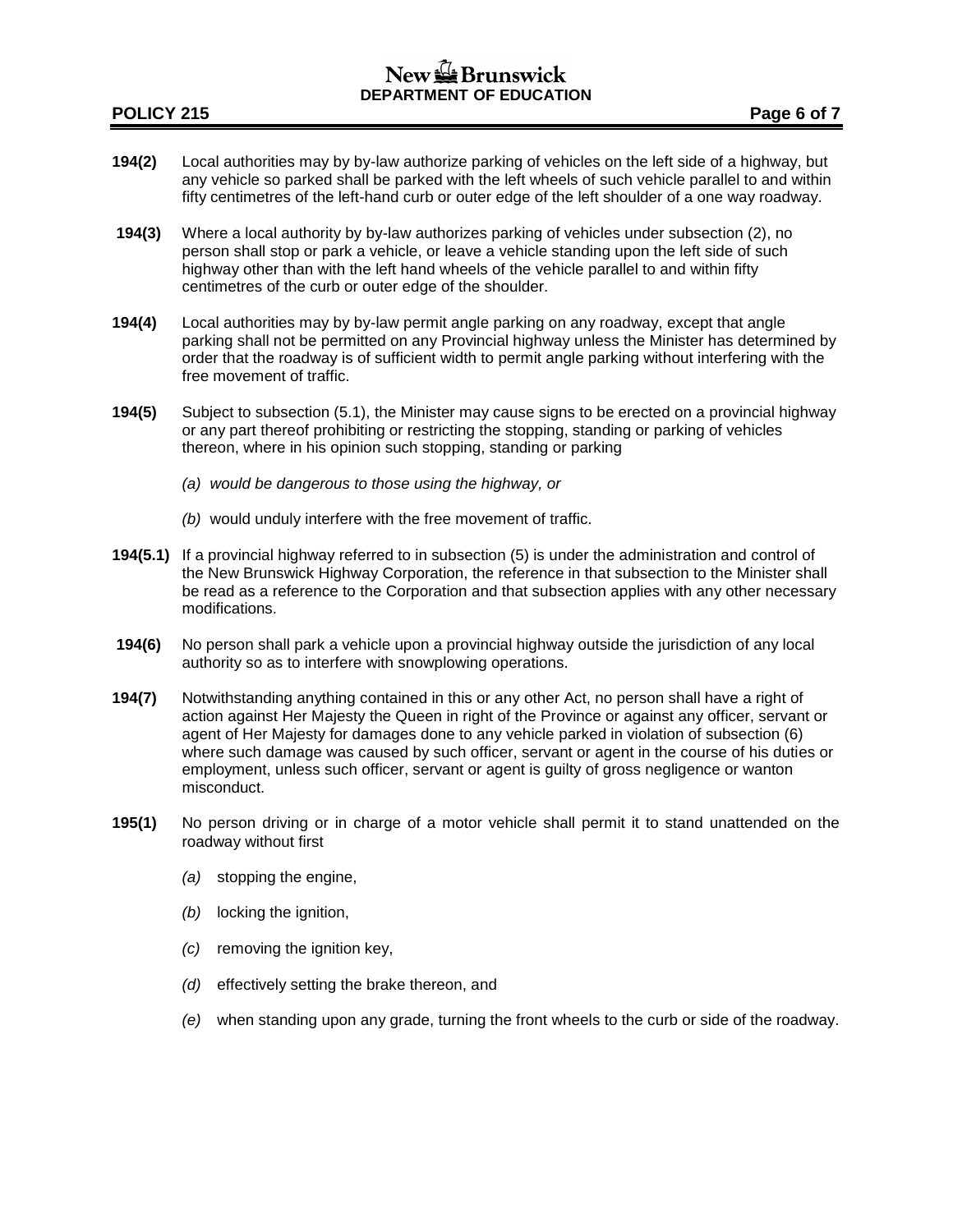**194(2)** Local authorities may by by-law authorize parking of vehicles on the left side of a highway, but any vehicle so parked shall be parked with the left wheels of such vehicle parallel to and within fifty centimetres of the left-hand curb or outer edge of the left shoulder of a one way roadway.

**194(3)** Where a local authority by by-law authorizes parking of vehicles under subsection (2), no person shall stop or park a vehicle, or leave a vehicle standing upon the left side of such highway other than with the left hand wheels of the vehicle parallel to and within fifty centimetres of the curb or outer edge of the shoulder.

**194(4)** Local authorities may by by-law permit angle parking on any roadway, except that angle parking shall not be permitted on any Provincial highway unless the Minister has determined by order that the roadway is of sufficient width to permit angle parking without interfering with the free movement of traffic.

**194(5)** Subject to subsection (5.1), the Minister may cause signs to be erected on a provincial highway or any part thereof prohibiting or restricting the stopping, standing or parking of vehicles thereon, where in his opinion such stopping, standing or parking

*(a) would be dangerous to those using the highway, or*

*(b)* would unduly interfere with the free movement of traffic.

**194(5.1)** If a provincial highway referred to in subsection (5) is under the administration and control of the New Brunswick Highway Corporation, the reference in that subsection to the Minister shall be read as a reference to the Corporation and that subsection applies with any other necessary modifications.

**194(6)** No person shall park a vehicle upon a provincial highway outside the jurisdiction of any local authority so as to interfere with snowplowing operations.

**194(7)** Notwithstanding anything contained in this or any other Act, no person shall have a right of action against Her Majesty the Queen in right of the Province or against any officer, servant or agent of Her Majesty for damages done to any vehicle parked in violation of subsection (6) where such damage was caused by such officer, servant or agent in the course of his duties or employment, unless such officer, servant or agent is guilty of gross negligence or wanton misconduct.

**195(1)** No person driving or in charge of a motor vehicle shall permit it to stand unattended on the roadway without first

*(a)* stopping the engine,

*(b)* locking the ignition,

*(c)* removing the ignition key,

*(d)* effectively setting the brake thereon, and

*(e)* when standing upon any grade, turning the front wheels to the curb or side of the roadway.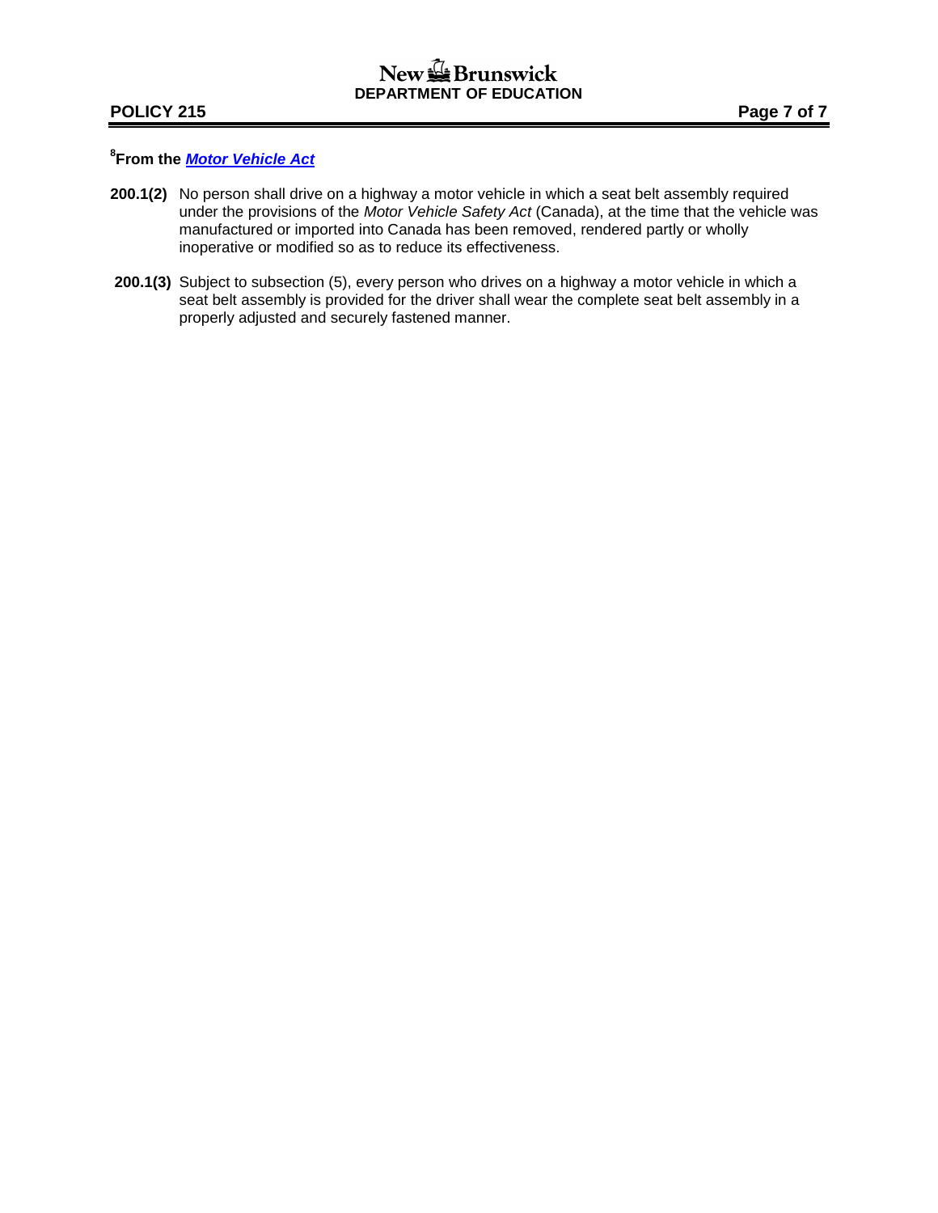[8]**From the *Motor Vehicle Act***

**200.1(2)** No person shall drive on a highway a motor vehicle in which a seat belt assembly required under the provisions of the *Motor Vehicle Safety Act* (Canada), at the time that the vehicle was manufactured or imported into Canada has been removed, rendered partly or wholly inoperative or modified so as to reduce its effectiveness.

**200.1(3)** Subject to subsection (5), every person who drives on a highway a motor vehicle in which a seat belt assembly is provided for the driver shall wear the complete seat belt assembly in a properly adjusted and securely fastened manner.